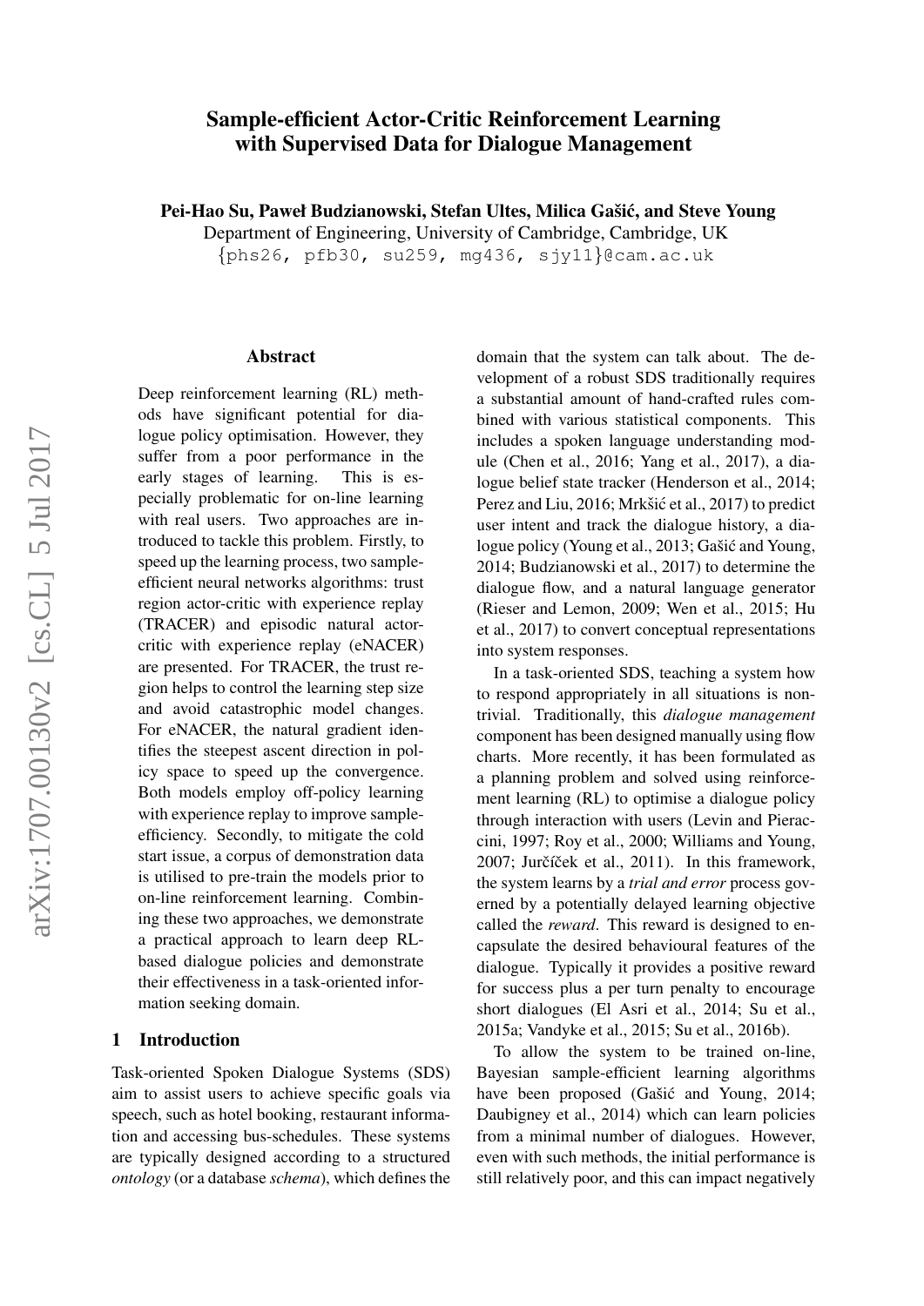# Sample-efficient Actor-Critic Reinforcement Learning with Supervised Data for Dialogue Management

**Pei-Hao Su, Paweł Budzianowski, Stefan Ultes, Milica Gašić, and Steve Young**
Department of Engineering, University of Cambridge, Cambridge, UK
{phs26, pfb30, su259, mg436, sjy11}@cam.ac.uk

## Abstract

Deep reinforcement learning (RL) methods have significant potential for dialogue policy optimisation. However, they suffer from a poor performance in the early stages of learning. This is especially problematic for on-line learning with real users. Two approaches are introduced to tackle this problem. Firstly, to speed up the learning process, two sample-efficient neural networks algorithms: trust region actor-critic with experience replay (TRACER) and episodic natural actor-critic with experience replay (eNACER) are presented. For TRACER, the trust region helps to control the learning step size and avoid catastrophic model changes. For eNACER, the natural gradient identifies the steepest ascent direction in policy space to speed up the convergence. Both models employ off-policy learning with experience replay to improve sample-efficiency. Secondly, to mitigate the cold start issue, a corpus of demonstration data is utilised to pre-train the models prior to on-line reinforcement learning. Combining these two approaches, we demonstrate a practical approach to learn deep RL-based dialogue policies and demonstrate their effectiveness in a task-oriented information seeking domain.

## 1 Introduction

Task-oriented Spoken Dialogue Systems (SDS) aim to assist users to achieve specific goals via speech, such as hotel booking, restaurant information and accessing bus-schedules. These systems are typically designed according to a structured *ontology* (or a database *schema*), which defines the domain that the system can talk about. The development of a robust SDS traditionally requires a substantial amount of hand-crafted rules combined with various statistical components. This includes a spoken language understanding module (Chen et al., 2016; Yang et al., 2017), a dialogue belief state tracker (Henderson et al., 2014; Perez and Liu, 2016; Mrkšić et al., 2017) to predict user intent and track the dialogue history, a dialogue policy (Young et al., 2013; Gašić and Young, 2014; Budzianowski et al., 2017) to determine the dialogue flow, and a natural language generator (Rieser and Lemon, 2009; Wen et al., 2015; Hu et al., 2017) to convert conceptual representations into system responses.

In a task-oriented SDS, teaching a system how to respond appropriately in all situations is non-trivial. Traditionally, this *dialogue management* component has been designed manually using flow charts. More recently, it has been formulated as a planning problem and solved using reinforcement learning (RL) to optimise a dialogue policy through interaction with users (Levin and Pieraccini, 1997; Roy et al., 2000; Williams and Young, 2007; Jurčíček et al., 2011). In this framework, the system learns by a *trial and error* process governed by a potentially delayed learning objective called the *reward*. This reward is designed to encapsulate the desired behavioural features of the dialogue. Typically it provides a positive reward for success plus a per turn penalty to encourage short dialogues (El Asri et al., 2014; Su et al., 2015a; Vandyke et al., 2015; Su et al., 2016b).

To allow the system to be trained on-line, Bayesian sample-efficient learning algorithms have been proposed (Gašić and Young, 2014; Daubigney et al., 2014) which can learn policies from a minimal number of dialogues. However, even with such methods, the initial performance is still relatively poor, and this can impact negatively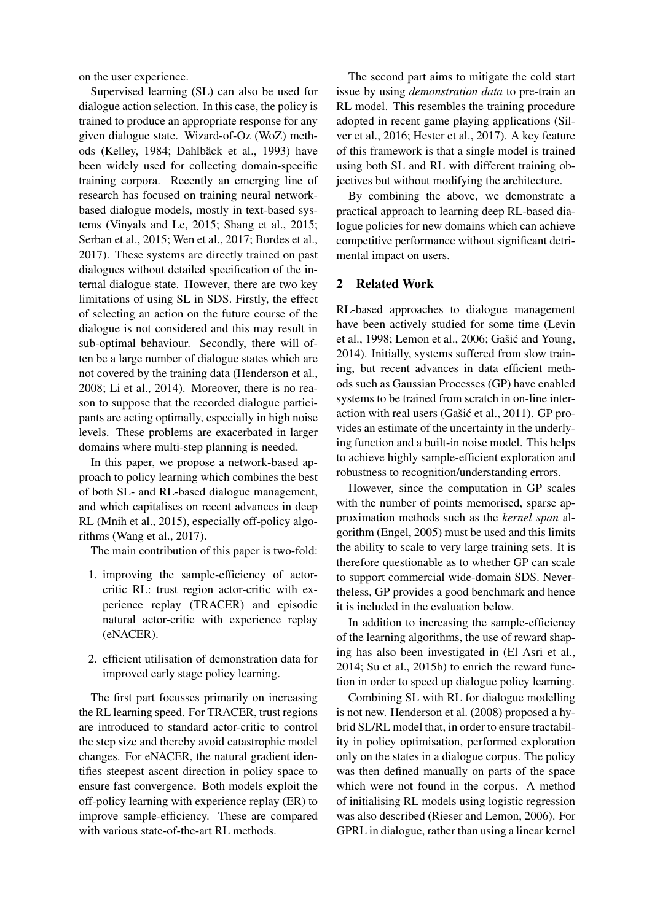on the user experience.

Supervised learning (SL) can also be used for dialogue action selection. In this case, the policy is trained to produce an appropriate response for any given dialogue state. Wizard-of-Oz (WoZ) methods (Kelley, 1984; Dahlbäck et al., 1993) have been widely used for collecting domain-specific training corpora. Recently an emerging line of research has focused on training neural network-based dialogue models, mostly in text-based systems (Vinyals and Le, 2015; Shang et al., 2015; Serban et al., 2015; Wen et al., 2017; Bordes et al., 2017). These systems are directly trained on past dialogues without detailed specification of the internal dialogue state. However, there are two key limitations of using SL in SDS. Firstly, the effect of selecting an action on the future course of the dialogue is not considered and this may result in sub-optimal behaviour. Secondly, there will often be a large number of dialogue states which are not covered by the training data (Henderson et al., 2008; Li et al., 2014). Moreover, there is no reason to suppose that the recorded dialogue participants are acting optimally, especially in high noise levels. These problems are exacerbated in larger domains where multi-step planning is needed.

In this paper, we propose a network-based approach to policy learning which combines the best of both SL- and RL-based dialogue management, and which capitalises on recent advances in deep RL (Mnih et al., 2015), especially off-policy algorithms (Wang et al., 2017).

The main contribution of this paper is two-fold:

1. improving the sample-efficiency of actor-critic RL: trust region actor-critic with experience replay (TRACER) and episodic natural actor-critic with experience replay (eNACER).
2. efficient utilisation of demonstration data for improved early stage policy learning.

The first part focusses primarily on increasing the RL learning speed. For TRACER, trust regions are introduced to standard actor-critic to control the step size and thereby avoid catastrophic model changes. For eNACER, the natural gradient identifies steepest ascent direction in policy space to ensure fast convergence. Both models exploit the off-policy learning with experience replay (ER) to improve sample-efficiency. These are compared with various state-of-the-art RL methods.

The second part aims to mitigate the cold start issue by using *demonstration data* to pre-train an RL model. This resembles the training procedure adopted in recent game playing applications (Silver et al., 2016; Hester et al., 2017). A key feature of this framework is that a single model is trained using both SL and RL with different training objectives but without modifying the architecture.

By combining the above, we demonstrate a practical approach to learning deep RL-based dialogue policies for new domains which can achieve competitive performance without significant detrimental impact on users.

## 2 Related Work

RL-based approaches to dialogue management have been actively studied for some time (Levin et al., 1998; Lemon et al., 2006; Gašić and Young, 2014). Initially, systems suffered from slow training, but recent advances in data efficient methods such as Gaussian Processes (GP) have enabled systems to be trained from scratch in on-line interaction with real users (Gašić et al., 2011). GP provides an estimate of the uncertainty in the underlying function and a built-in noise model. This helps to achieve highly sample-efficient exploration and robustness to recognition/understanding errors.

However, since the computation in GP scales with the number of points memorised, sparse approximation methods such as the *kernel span* algorithm (Engel, 2005) must be used and this limits the ability to scale to very large training sets. It is therefore questionable as to whether GP can scale to support commercial wide-domain SDS. Nevertheless, GP provides a good benchmark and hence it is included in the evaluation below.

In addition to increasing the sample-efficiency of the learning algorithms, the use of reward shaping has also been investigated in (El Asri et al., 2014; Su et al., 2015b) to enrich the reward function in order to speed up dialogue policy learning.

Combining SL with RL for dialogue modelling is not new. Henderson et al. (2008) proposed a hybrid SL/RL model that, in order to ensure tractability in policy optimisation, performed exploration only on the states in a dialogue corpus. The policy was then defined manually on parts of the space which were not found in the corpus. A method of initialising RL models using logistic regression was also described (Rieser and Lemon, 2006). For GPRL in dialogue, rather than using a linear kernel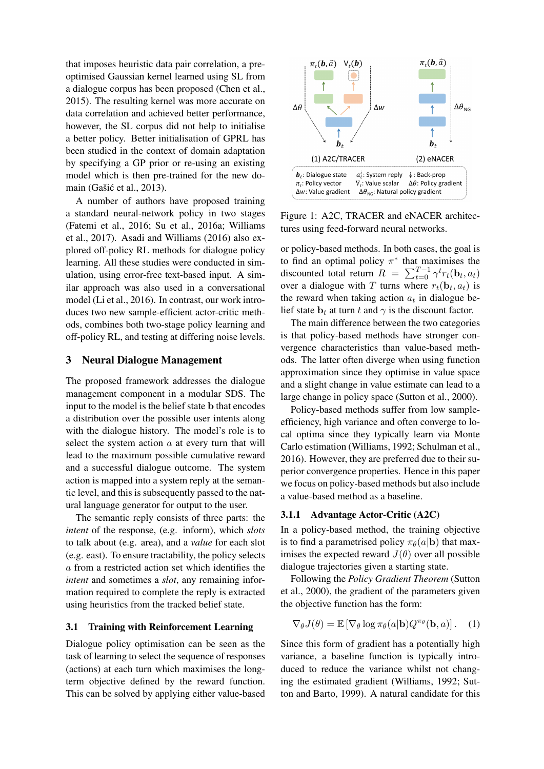that imposes heuristic data pair correlation, a pre-optimised Gaussian kernel learned using SL from a dialogue corpus has been proposed (Chen et al., 2015). The resulting kernel was more accurate on data correlation and achieved better performance, however, the SL corpus did not help to initialise a better policy. Better initialisation of GPRL has been studied in the context of domain adaptation by specifying a GP prior or re-using an existing model which is then pre-trained for the new domain (Gašić et al., 2013).

A number of authors have proposed training a standard neural-network policy in two stages (Fatemi et al., 2016; Su et al., 2016a; Williams et al., 2017). Asadi and Williams (2016) also explored off-policy RL methods for dialogue policy learning. All these studies were conducted in simulation, using error-free text-based input. A similar approach was also used in a conversational model (Li et al., 2016). In contrast, our work introduces two new sample-efficient actor-critic methods, combines both two-stage policy learning and off-policy RL, and testing at differing noise levels.

## 3 Neural Dialogue Management

The proposed framework addresses the dialogue management component in a modular SDS. The input to the model is the belief state $\mathbf{b}$ that encodes a distribution over the possible user intents along with the dialogue history. The model's role is to select the system action $a$ at every turn that will lead to the maximum possible cumulative reward and a successful dialogue outcome. The system action is mapped into a system reply at the semantic level, and this is subsequently passed to the natural language generator for output to the user.

The semantic reply consists of three parts: the *intent* of the response, (e.g. inform), which *slots* to talk about (e.g. area), and a *value* for each slot (e.g. east). To ensure tractability, the policy selects $a$ from a restricted action set which identifies the *intent* and sometimes a *slot*, any remaining information required to complete the reply is extracted using heuristics from the tracked belief state.

### 3.1 Training with Reinforcement Learning

Dialogue policy optimisation can be seen as the task of learning to select the sequence of responses (actions) at each turn which maximises the long-term objective defined by the reward function. This can be solved by applying either value-based or policy-based methods. In both cases, the goal is to find an optimal policy $\pi^*$ that maximises the discounted total return $R = \sum_{t=0}^{T-1} \gamma^t r_t(\mathbf{b}_t, a_t)$ over a dialogue with $T$ turns where $r_t(\mathbf{b}_t, a_t)$ is the reward when taking action $a_t$ in dialogue belief state $\mathbf{b}_t$ at turn $t$ and $\gamma$ is the discount factor.

The main difference between the two categories is that policy-based methods have stronger convergence characteristics than value-based methods. The latter often diverge when using function approximation since they optimise in value space and a slight change in value estimate can lead to a large change in policy space (Sutton et al., 2000).

Policy-based methods suffer from low sample-efficiency, high variance and often converge to local optima since they typically learn via Monte Carlo estimation (Williams, 1992; Schulman et al., 2016). However, they are preferred due to their superior convergence properties. Hence in this paper we focus on policy-based methods but also include a value-based method as a baseline.

Figure 1: A2C, TRACER and eNACER architectures using feed-forward neural networks.

#### 3.1.1 Advantage Actor-Critic (A2C)

In a policy-based method, the training objective is to find a parametrised policy $\pi_\theta(a|\mathbf{b})$ that maximises the expected reward $J(\theta)$ over all possible dialogue trajectories given a starting state.

Following the *Policy Gradient Theorem* (Sutton et al., 2000), the gradient of the parameters given the objective function has the form:

$$\nabla_\theta J(\theta) = \mathbb{E}\left[\nabla_\theta \log \pi_\theta(a|\mathbf{b}) Q^{\pi_\theta}(\mathbf{b}, a)\right]. \quad (1)$$

Since this form of gradient has a potentially high variance, a baseline function is typically introduced to reduce the variance whilst not changing the estimated gradient (Williams, 1992; Sutton and Barto, 1999). A natural candidate for this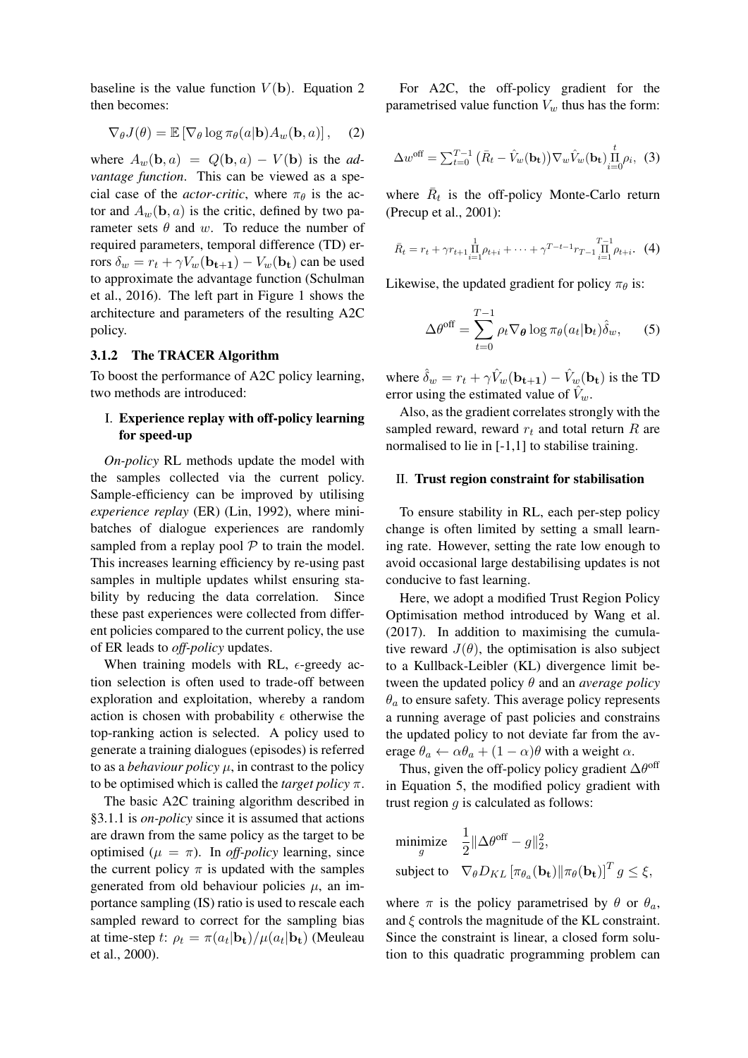baseline is the value function $V(\mathbf{b})$. Equation 2 then becomes:

$$\nabla_\theta J(\theta) = \mathbb{E}\left[\nabla_\theta \log \pi_\theta(a|\mathbf{b}) A_w(\mathbf{b}, a)\right], \quad (2)$$

where $A_w(\mathbf{b}, a) = Q(\mathbf{b}, a) - V(\mathbf{b})$ is the *advantage function*. This can be viewed as a special case of the *actor-critic*, where $\pi_\theta$ is the actor and $A_w(\mathbf{b}, a)$ is the critic, defined by two parameter sets $\theta$ and $w$. To reduce the number of required parameters, temporal difference (TD) errors $\delta_w = r_t + \gamma V_w(\mathbf{b_{t+1}}) - V_w(\mathbf{b_t})$ can be used to approximate the advantage function (Schulman et al., 2016). The left part in Figure 1 shows the architecture and parameters of the resulting A2C policy.

### 3.1.2 The TRACER Algorithm

To boost the performance of A2C policy learning, two methods are introduced:

I. **Experience replay with off-policy learning for speed-up**

*On-policy* RL methods update the model with the samples collected via the current policy. Sample-efficiency can be improved by utilising *experience replay* (ER) (Lin, 1992), where mini-batches of dialogue experiences are randomly sampled from a replay pool $\mathcal{P}$ to train the model. This increases learning efficiency by re-using past samples in multiple updates whilst ensuring stability by reducing the data correlation. Since these past experiences were collected from different policies compared to the current policy, the use of ER leads to *off-policy* updates.

When training models with RL, $\epsilon$-greedy action selection is often used to trade-off between exploration and exploitation, whereby a random action is chosen with probability $\epsilon$ otherwise the top-ranking action is selected. A policy used to generate a training dialogues (episodes) is referred to as a *behaviour policy* $\mu$, in contrast to the policy to be optimised which is called the *target policy* $\pi$.

The basic A2C training algorithm described in §3.1.1 is *on-policy* since it is assumed that actions are drawn from the same policy as the target to be optimised ($\mu = \pi$). In *off-policy* learning, since the current policy $\pi$ is updated with the samples generated from old behaviour policies $\mu$, an importance sampling (IS) ratio is used to rescale each sampled reward to correct for the sampling bias at time-step $t$: $\rho_t = \pi(a_t|\mathbf{b_t})/\mu(a_t|\mathbf{b_t})$ (Meuleau et al., 2000).

For A2C, the off-policy gradient for the parametrised value function $V_w$ thus has the form:

$$\Delta w^{\text{off}} = \sum_{t=0}^{T-1} \left(\bar{R}_t - \hat{V}_w(\mathbf{b_t})\right) \nabla_w \hat{V}_w(\mathbf{b_t}) \prod_{i=0}^{t} \rho_i, \quad (3)$$

where $\bar{R}_t$ is the off-policy Monte-Carlo return (Precup et al., 2001):

$$\bar{R}_t = r_t + \gamma r_{t+1} \prod_{i=1}^{1} \rho_{t+i} + \cdots + \gamma^{T-t-1} r_{T-1} \prod_{i=1}^{T-1} \rho_{t+i}. \quad (4)$$

Likewise, the updated gradient for policy $\pi_\theta$ is:

$$\Delta \theta^{\text{off}} = \sum_{t=0}^{T-1} \rho_t \nabla_{\boldsymbol{\theta}} \log \pi_\theta(a_t|\mathbf{b_t}) \hat{\delta}_w, \quad (5)$$

where $\hat{\delta}_w = r_t + \gamma \hat{V}_w(\mathbf{b_{t+1}}) - \hat{V}_w(\mathbf{b_t})$ is the TD error using the estimated value of $\hat{V}_w$.

Also, as the gradient correlates strongly with the sampled reward, reward $r_t$ and total return $R$ are normalised to lie in [-1,1] to stabilise training.

II. **Trust region constraint for stabilisation**

To ensure stability in RL, each per-step policy change is often limited by setting a small learning rate. However, setting the rate low enough to avoid occasional large destabilising updates is not conducive to fast learning.

Here, we adopt a modified Trust Region Policy Optimisation method introduced by Wang et al. (2017). In addition to maximising the cumulative reward $J(\theta)$, the optimisation is also subject to a Kullback-Leibler (KL) divergence limit between the updated policy $\theta$ and an *average policy* $\theta_a$ to ensure safety. This average policy represents a running average of past policies and constrains the updated policy to not deviate far from the average $\theta_a \leftarrow \alpha\theta_a + (1-\alpha)\theta$ with a weight $\alpha$.

Thus, given the off-policy policy gradient $\Delta\theta^{\text{off}}$ in Equation 5, the modified policy gradient with trust region $g$ is calculated as follows:

$$\begin{aligned}
&\underset{g}{\text{minimize}} \quad \frac{1}{2}\|\Delta\theta^{\text{off}} - g\|_2^2, \\
&\text{subject to} \quad \nabla_\theta D_{KL}\left[\pi_{\theta_a}(\mathbf{b_t}) \| \pi_\theta(\mathbf{b_t})\right]^T g \leq \xi,
\end{aligned}$$

where $\pi$ is the policy parametrised by $\theta$ or $\theta_a$, and $\xi$ controls the magnitude of the KL constraint. Since the constraint is linear, a closed form solution to this quadratic programming problem can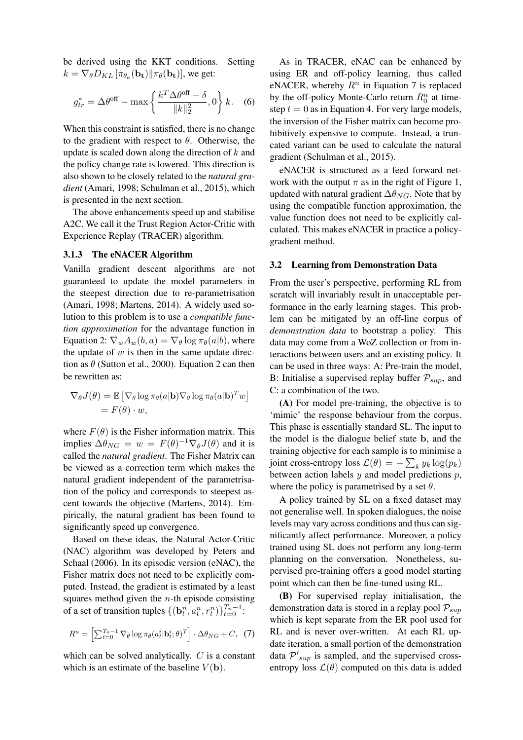be derived using the KKT conditions. Setting $k = \nabla_\theta D_{KL}\left[\pi_{\theta_a}(\mathbf{b_t}) \| \pi_\theta(\mathbf{b_t})\right]$, we get:

$$g^*_{tr} = \Delta\theta^{\text{off}} - \max\left\{\frac{k^T \Delta\theta^{\text{off}} - \delta}{\|k\|_2^2}, 0\right\} k. \quad (6)$$

When this constraint is satisfied, there is no change to the gradient with respect to $\theta$. Otherwise, the update is scaled down along the direction of $k$ and the policy change rate is lowered. This direction is also shown to be closely related to the *natural gradient* (Amari, 1998; Schulman et al., 2015), which is presented in the next section.

The above enhancements speed up and stabilise A2C. We call it the Trust Region Actor-Critic with Experience Replay (TRACER) algorithm.

### 3.1.3 The eNACER Algorithm

Vanilla gradient descent algorithms are not guaranteed to update the model parameters in the steepest direction due to re-parametrisation (Amari, 1998; Martens, 2014). A widely used solution to this problem is to use a *compatible function approximation* for the advantage function in Equation 2: $\nabla_w A_w(b, a) = \nabla_\theta \log \pi_\theta(a|b)$, where the update of $w$ is then in the same update direction as $\theta$ (Sutton et al., 2000). Equation 2 can then be rewritten as:

$$\begin{aligned}\nabla_\theta J(\theta) &= \mathbb{E}\left[\nabla_\theta \log \pi_\theta(a|\mathbf{b}) \nabla_\theta \log \pi_\theta(a|\mathbf{b})^T w\right] \\ &= F(\theta) \cdot w,\end{aligned}$$

where $F(\theta)$ is the Fisher information matrix. This implies $\Delta\theta_{NG} = w = F(\theta)^{-1}\nabla_\theta J(\theta)$ and it is called the *natural gradient*. The Fisher Matrix can be viewed as a correction term which makes the natural gradient independent of the parametrisation of the policy and corresponds to steepest ascent towards the objective (Martens, 2014). Empirically, the natural gradient has been found to significantly speed up convergence.

Based on these ideas, the Natural Actor-Critic (NAC) algorithm was developed by Peters and Schaal (2006). In its episodic version (eNAC), the Fisher matrix does not need to be explicitly computed. Instead, the gradient is estimated by a least squares method given the $n$-th episode consisting of a set of transition tuples $\{(\mathbf{b}^n_t, a^n_t, r^n_t)\}_{t=0}^{T_n-1}$:

$$R^n = \left[\sum_{t=0}^{T_n-1} \nabla_\theta \log \pi_\theta(a^i_t|\mathbf{b}^i_t;\theta)^T\right] \cdot \Delta\theta_{NG} + C, \quad (7)$$

which can be solved analytically. $C$ is a constant which is an estimate of the baseline $V(\mathbf{b})$.

As in TRACER, eNAC can be enhanced by using ER and off-policy learning, thus called eNACER, whereby $R^n$ in Equation 7 is replaced by the off-policy Monte-Carlo return $\bar{R}^n_0$ at timestep $t = 0$ as in Equation 4. For very large models, the inversion of the Fisher matrix can become prohibitively expensive to compute. Instead, a truncated variant can be used to calculate the natural gradient (Schulman et al., 2015).

eNACER is structured as a feed forward network with the output $\pi$ as in the right of Figure 1, updated with natural gradient $\Delta\theta_{NG}$. Note that by using the compatible function approximation, the value function does not need to be explicitly calculated. This makes eNACER in practice a policy-gradient method.

## 3.2 Learning from Demonstration Data

From the user's perspective, performing RL from scratch will invariably result in unacceptable performance in the early learning stages. This problem can be mitigated by an off-line corpus of *demonstration data* to bootstrap a policy. This data may come from a WoZ collection or from interactions between users and an existing policy. It can be used in three ways: A: Pre-train the model, B: Initialise a supervised replay buffer $\mathcal{P}_{sup}$, and C: a combination of the two.

**(A)** For model pre-training, the objective is to 'mimic' the response behaviour from the corpus. This phase is essentially standard SL. The input to the model is the dialogue belief state $\mathbf{b}$, and the training objective for each sample is to minimise a joint cross-entropy loss $\mathcal{L}(\theta) = -\sum_k y_k \log(p_k)$ between action labels $y$ and model predictions $p$, where the policy is parametrised by a set $\theta$.

A policy trained by SL on a fixed dataset may not generalise well. In spoken dialogues, the noise levels may vary across conditions and thus can significantly affect performance. Moreover, a policy trained using SL does not perform any long-term planning on the conversation. Nonetheless, supervised pre-training offers a good model starting point which can then be fine-tuned using RL.

**(B)** For supervised replay initialisation, the demonstration data is stored in a replay pool $\mathcal{P}_{sup}$ which is kept separate from the ER pool used for RL and is never over-written. At each RL update iteration, a small portion of the demonstration data $\mathcal{P}'_{sup}$ is sampled, and the supervised cross-entropy loss $\mathcal{L}(\theta)$ computed on this data is added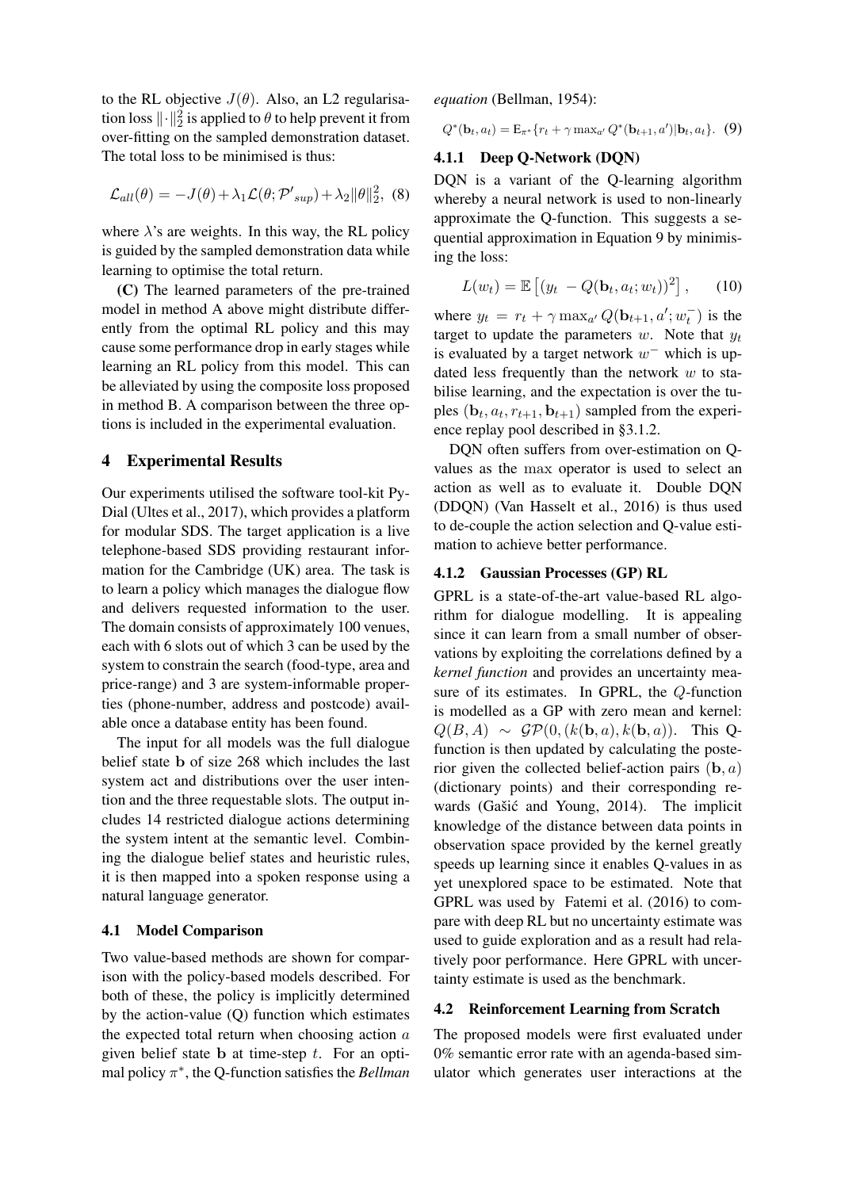to the RL objective $J(\theta)$. Also, an L2 regularisation loss $\|\cdot\|_2^2$ is applied to $\theta$ to help prevent it from over-fitting on the sampled demonstration dataset. The total loss to be minimised is thus:

$$\mathcal{L}_{all}(\theta) = -J(\theta) + \lambda_1 \mathcal{L}(\theta; \mathcal{P'}_{sup}) + \lambda_2 \|\theta\|_2^2, \quad (8)$$

where $\lambda$'s are weights. In this way, the RL policy is guided by the sampled demonstration data while learning to optimise the total return.

**(C)** The learned parameters of the pre-trained model in method A above might distribute differently from the optimal RL policy and this may cause some performance drop in early stages while learning an RL policy from this model. This can be alleviated by using the composite loss proposed in method B. A comparison between the three options is included in the experimental evaluation.

## 4 Experimental Results

Our experiments utilised the software tool-kit Py-Dial (Ultes et al., 2017), which provides a platform for modular SDS. The target application is a live telephone-based SDS providing restaurant information for the Cambridge (UK) area. The task is to learn a policy which manages the dialogue flow and delivers requested information to the user. The domain consists of approximately 100 venues, each with 6 slots out of which 3 can be used by the system to constrain the search (food-type, area and price-range) and 3 are system-informable properties (phone-number, address and postcode) available once a database entity has been found.

The input for all models was the full dialogue belief state $\mathbf{b}$ of size 268 which includes the last system act and distributions over the user intention and the three requestable slots. The output includes 14 restricted dialogue actions determining the system intent at the semantic level. Combining the dialogue belief states and heuristic rules, it is then mapped into a spoken response using a natural language generator.

### 4.1 Model Comparison

Two value-based methods are shown for comparison with the policy-based models described. For both of these, the policy is implicitly determined by the action-value (Q) function which estimates the expected total return when choosing action $a$ given belief state $\mathbf{b}$ at time-step $t$. For an optimal policy $\pi^*$, the Q-function satisfies the *Bellman equation* (Bellman, 1954):

$$Q^*(\mathbf{b}_t, a_t) = \mathrm{E}_{\pi^*}\{r_t + \gamma \max_{a'} Q^*(\mathbf{b}_{t+1}, a') | \mathbf{b}_t, a_t\}. \quad (9)$$

#### 4.1.1 Deep Q-Network (DQN)

DQN is a variant of the Q-learning algorithm whereby a neural network is used to non-linearly approximate the Q-function. This suggests a sequential approximation in Equation 9 by minimising the loss:

$$L(w_t) = \mathbb{E}\left[(y_t - Q(\mathbf{b}_t, a_t; w_t))^2\right], \quad (10)$$

where $y_t = r_t + \gamma \max_{a'} Q(\mathbf{b}_{t+1}, a'; w_t^-)$ is the target to update the parameters $w$. Note that $y_t$ is evaluated by a target network $w^-$ which is updated less frequently than the network $w$ to stabilise learning, and the expectation is over the tuples $(\mathbf{b}_t, a_t, r_{t+1}, \mathbf{b}_{t+1})$ sampled from the experience replay pool described in §3.1.2.

DQN often suffers from over-estimation on Q-values as the $\max$ operator is used to select an action as well as to evaluate it. Double DQN (DDQN) (Van Hasselt et al., 2016) is thus used to de-couple the action selection and Q-value estimation to achieve better performance.

#### 4.1.2 Gaussian Processes (GP) RL

GPRL is a state-of-the-art value-based RL algorithm for dialogue modelling. It is appealing since it can learn from a small number of observations by exploiting the correlations defined by a *kernel function* and provides an uncertainty measure of its estimates. In GPRL, the $Q$-function is modelled as a GP with zero mean and kernel: $Q(B, A) \sim \mathcal{GP}(0, (k(\mathbf{b}, a), k(\mathbf{b}, a))$. This Q-function is then updated by calculating the posterior given the collected belief-action pairs $(\mathbf{b}, a)$ (dictionary points) and their corresponding rewards (Gašić and Young, 2014). The implicit knowledge of the distance between data points in observation space provided by the kernel greatly speeds up learning since it enables Q-values in as yet unexplored space to be estimated. Note that GPRL was used by Fatemi et al. (2016) to compare with deep RL but no uncertainty estimate was used to guide exploration and as a result had relatively poor performance. Here GPRL with uncertainty estimate is used as the benchmark.

### 4.2 Reinforcement Learning from Scratch

The proposed models were first evaluated under 0% semantic error rate with an agenda-based simulator which generates user interactions at the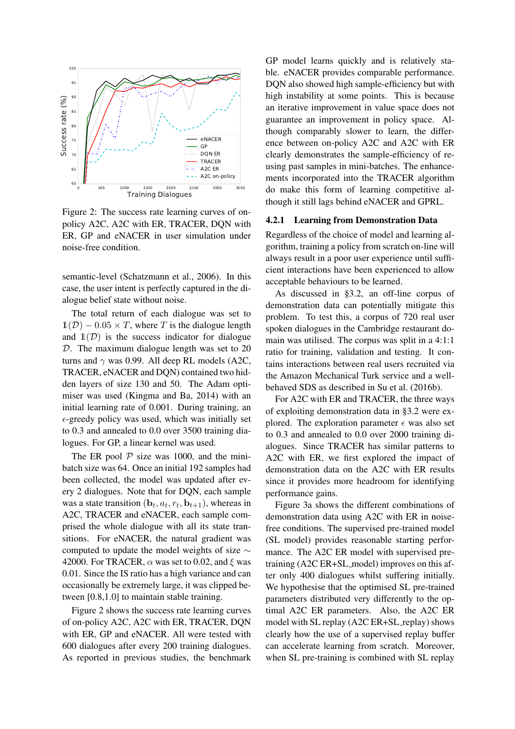Figure 2: The success rate learning curves of on-policy A2C, A2C with ER, TRACER, DQN with ER, GP and eNACER in user simulation under noise-free condition.

semantic-level (Schatzmann et al., 2006). In this case, the user intent is perfectly captured in the dialogue belief state without noise.

The total return of each dialogue was set to $\mathbb{1}(\mathcal{D}) - 0.05 \times T$, where $T$ is the dialogue length and $\mathbb{1}(\mathcal{D})$ is the success indicator for dialogue $\mathcal{D}$. The maximum dialogue length was set to 20 turns and $\gamma$ was 0.99. All deep RL models (A2C, TRACER, eNACER and DQN) contained two hidden layers of size 130 and 50. The Adam optimiser was used (Kingma and Ba, 2014) with an initial learning rate of 0.001. During training, an $\epsilon$-greedy policy was used, which was initially set to 0.3 and annealed to 0.0 over 3500 training dialogues. For GP, a linear kernel was used.

The ER pool $\mathcal{P}$ size was 1000, and the mini-batch size was 64. Once an initial 192 samples had been collected, the model was updated after every 2 dialogues. Note that for DQN, each sample was a state transition $(\mathbf{b}_t, a_t, r_t, \mathbf{b}_{t+1})$, whereas in A2C, TRACER and eNACER, each sample comprised the whole dialogue with all its state transitions. For eNACER, the natural gradient was computed to update the model weights of size $\sim$ 42000. For TRACER, $\alpha$ was set to 0.02, and $\xi$ was 0.01. Since the IS ratio has a high variance and can occasionally be extremely large, it was clipped between [0.8,1.0] to maintain stable training.

Figure 2 shows the success rate learning curves of on-policy A2C, A2C with ER, TRACER, DQN with ER, GP and eNACER. All were tested with 600 dialogues after every 200 training dialogues. As reported in previous studies, the benchmark GP model learns quickly and is relatively stable. eNACER provides comparable performance. DQN also showed high sample-efficiency but with high instability at some points. This is because an iterative improvement in value space does not guarantee an improvement in policy space. Although comparably slower to learn, the difference between on-policy A2C and A2C with ER clearly demonstrates the sample-efficiency of reusing past samples in mini-batches. The enhancements incorporated into the TRACER algorithm do make this form of learning competitive although it still lags behind eNACER and GPRL.

#### 4.2.1 Learning from Demonstration Data

Regardless of the choice of model and learning algorithm, training a policy from scratch on-line will always result in a poor user experience until sufficient interactions have been experienced to allow acceptable behaviours to be learned.

As discussed in §3.2, an off-line corpus of demonstration data can potentially mitigate this problem. To test this, a corpus of 720 real user spoken dialogues in the Cambridge restaurant domain was utilised. The corpus was split in a 4:1:1 ratio for training, validation and testing. It contains interactions between real users recruited via the Amazon Mechanical Turk service and a well-behaved SDS as described in Su et al. (2016b).

For A2C with ER and TRACER, the three ways of exploiting demonstration data in §3.2 were explored. The exploration parameter $\epsilon$ was also set to 0.3 and annealed to 0.0 over 2000 training dialogues. Since TRACER has similar patterns to A2C with ER, we first explored the impact of demonstration data on the A2C with ER results since it provides more headroom for identifying performance gains.

Figure 3a shows the different combinations of demonstration data using A2C with ER in noise-free conditions. The supervised pre-trained model (SL model) provides reasonable starting performance. The A2C ER model with supervised pre-training (A2C ER+SL_model) improves on this after only 400 dialogues whilst suffering initially. We hypothesise that the optimised SL pre-trained parameters distributed very differently to the optimal A2C ER parameters. Also, the A2C ER model with SL replay (A2C ER+SL_replay) shows clearly how the use of a supervised replay buffer can accelerate learning from scratch. Moreover, when SL pre-training is combined with SL replay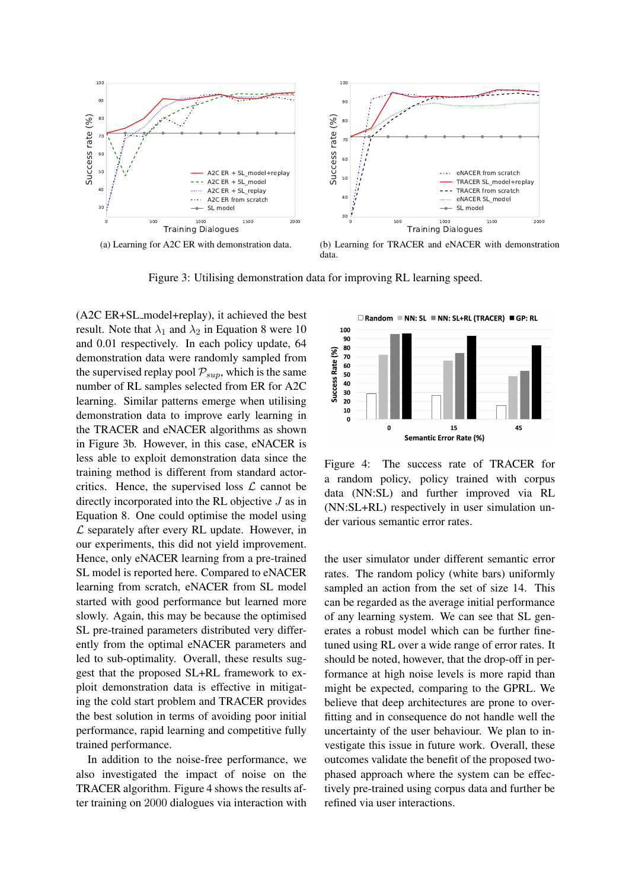(a) Learning for A2C ER with demonstration data.

(b) Learning for TRACER and eNACER with demonstration data.

Figure 3: Utilising demonstration data for improving RL learning speed.

(A2C ER+SL_model+replay), it achieved the best result. Note that $\lambda_1$ and $\lambda_2$ in Equation 8 were 10 and 0.01 respectively. In each policy update, 64 demonstration data were randomly sampled from the supervised replay pool $\mathcal{P}_{sup}$, which is the same number of RL samples selected from ER for A2C learning. Similar patterns emerge when utilising demonstration data to improve early learning in the TRACER and eNACER algorithms as shown in Figure 3b. However, in this case, eNACER is less able to exploit demonstration data since the training method is different from standard actor-critics. Hence, the supervised loss $\mathcal{L}$ cannot be directly incorporated into the RL objective $J$ as in Equation 8. One could optimise the model using $\mathcal{L}$ separately after every RL update. However, in our experiments, this did not yield improvement. Hence, only eNACER learning from a pre-trained SL model is reported here. Compared to eNACER learning from scratch, eNACER from SL model started with good performance but learned more slowly. Again, this may be because the optimised SL pre-trained parameters distributed very differently from the optimal eNACER parameters and led to sub-optimality. Overall, these results suggest that the proposed SL+RL framework to exploit demonstration data is effective in mitigating the cold start problem and TRACER provides the best solution in terms of avoiding poor initial performance, rapid learning and competitive fully trained performance.

In addition to the noise-free performance, we also investigated the impact of noise on the TRACER algorithm. Figure 4 shows the results after training on 2000 dialogues via interaction with the user simulator under different semantic error rates. The random policy (white bars) uniformly sampled an action from the set of size 14. This can be regarded as the average initial performance of any learning system. We can see that SL generates a robust model which can be further fine-tuned using RL over a wide range of error rates. It should be noted, however, that the drop-off in performance at high noise levels is more rapid than might be expected, comparing to the GPRL. We believe that deep architectures are prone to over-fitting and in consequence do not handle well the uncertainty of the user behaviour. We plan to investigate this issue in future work. Overall, these outcomes validate the benefit of the proposed two-phased approach where the system can be effectively pre-trained using corpus data and further be refined via user interactions.

Figure 4: The success rate of TRACER for a random policy, policy trained with corpus data (NN:SL) and further improved via RL (NN:SL+RL) respectively in user simulation under various semantic error rates.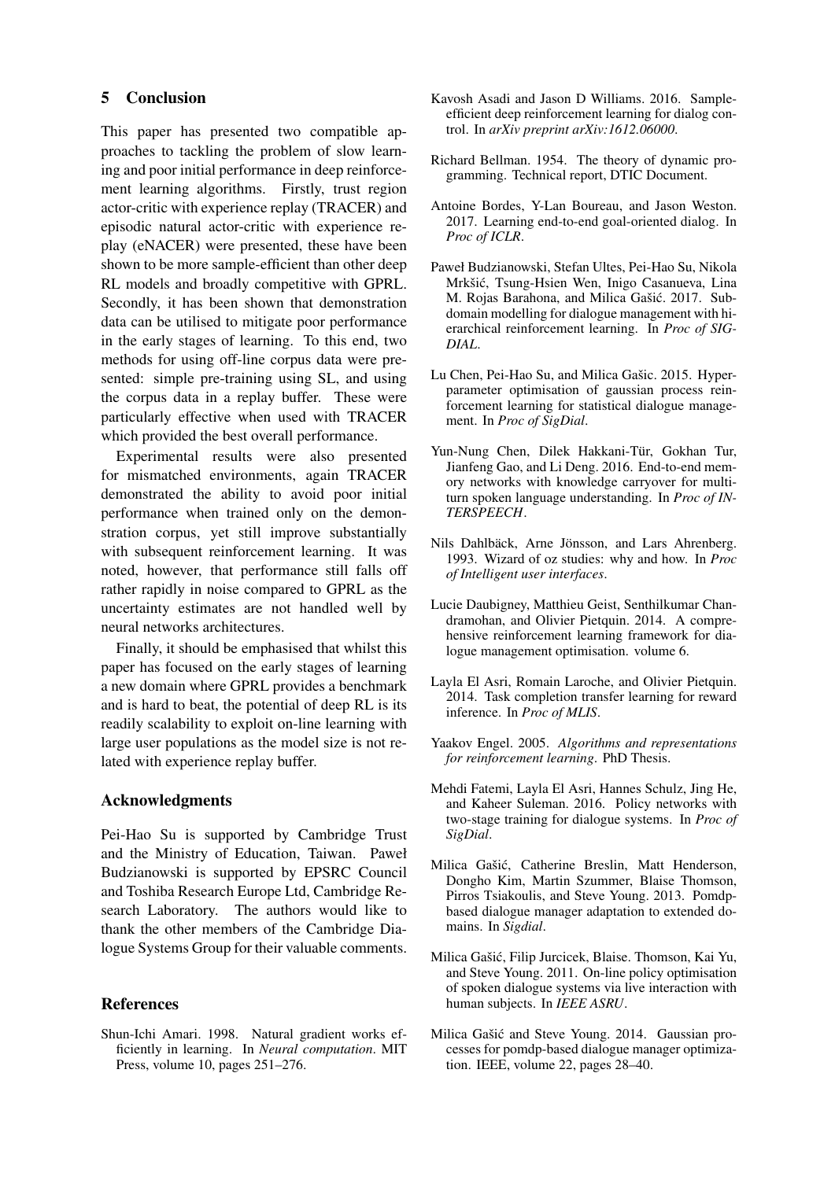## 5 Conclusion

This paper has presented two compatible approaches to tackling the problem of slow learning and poor initial performance in deep reinforcement learning algorithms. Firstly, trust region actor-critic with experience replay (TRACER) and episodic natural actor-critic with experience replay (eNACER) were presented, these have been shown to be more sample-efficient than other deep RL models and broadly competitive with GPRL. Secondly, it has been shown that demonstration data can be utilised to mitigate poor performance in the early stages of learning. To this end, two methods for using off-line corpus data were presented: simple pre-training using SL, and using the corpus data in a replay buffer. These were particularly effective when used with TRACER which provided the best overall performance.

Experimental results were also presented for mismatched environments, again TRACER demonstrated the ability to avoid poor initial performance when trained only on the demonstration corpus, yet still improve substantially with subsequent reinforcement learning. It was noted, however, that performance still falls off rather rapidly in noise compared to GPRL as the uncertainty estimates are not handled well by neural networks architectures.

Finally, it should be emphasised that whilst this paper has focused on the early stages of learning a new domain where GPRL provides a benchmark and is hard to beat, the potential of deep RL is its readily scalability to exploit on-line learning with large user populations as the model size is not related with experience replay buffer.

## Acknowledgments

Pei-Hao Su is supported by Cambridge Trust and the Ministry of Education, Taiwan. Paweł Budzianowski is supported by EPSRC Council and Toshiba Research Europe Ltd, Cambridge Research Laboratory. The authors would like to thank the other members of the Cambridge Dialogue Systems Group for their valuable comments.

## References

Shun-Ichi Amari. 1998. Natural gradient works efficiently in learning. In *Neural computation*. MIT Press, volume 10, pages 251–276.

Kavosh Asadi and Jason D Williams. 2016. Sample-efficient deep reinforcement learning for dialog control. In *arXiv preprint arXiv:1612.06000*.

Richard Bellman. 1954. The theory of dynamic programming. Technical report, DTIC Document.

Antoine Bordes, Y-Lan Boureau, and Jason Weston. 2017. Learning end-to-end goal-oriented dialog. In *Proc of ICLR*.

Paweł Budzianowski, Stefan Ultes, Pei-Hao Su, Nikola Mrkšić, Tsung-Hsien Wen, Inigo Casanueva, Lina M. Rojas Barahona, and Milica Gašić. 2017. Subdomain modelling for dialogue management with hierarchical reinforcement learning. In *Proc of SIGDIAL*.

Lu Chen, Pei-Hao Su, and Milica Gašic. 2015. Hyper-parameter optimisation of gaussian process reinforcement learning for statistical dialogue management. In *Proc of SigDial*.

Yun-Nung Chen, Dilek Hakkani-Tür, Gokhan Tur, Jianfeng Gao, and Li Deng. 2016. End-to-end memory networks with knowledge carryover for multi-turn spoken language understanding. In *Proc of INTERSPEECH*.

Nils Dahlbäck, Arne Jönsson, and Lars Ahrenberg. 1993. Wizard of oz studies: why and how. In *Proc of Intelligent user interfaces*.

Lucie Daubigney, Matthieu Geist, Senthilkumar Chandramohan, and Olivier Pietquin. 2014. A comprehensive reinforcement learning framework for dialogue management optimisation. volume 6.

Layla El Asri, Romain Laroche, and Olivier Pietquin. 2014. Task completion transfer learning for reward inference. In *Proc of MLIS*.

Yaakov Engel. 2005. *Algorithms and representations for reinforcement learning*. PhD Thesis.

Mehdi Fatemi, Layla El Asri, Hannes Schulz, Jing He, and Kaheer Suleman. 2016. Policy networks with two-stage training for dialogue systems. In *Proc of SigDial*.

Milica Gašić, Catherine Breslin, Matt Henderson, Dongho Kim, Martin Szummer, Blaise Thomson, Pirros Tsiakoulis, and Steve Young. 2013. Pomdp-based dialogue manager adaptation to extended domains. In *Sigdial*.

Milica Gašić, Filip Jurcicek, Blaise. Thomson, Kai Yu, and Steve Young. 2011. On-line policy optimisation of spoken dialogue systems via live interaction with human subjects. In *IEEE ASRU*.

Milica Gašić and Steve Young. 2014. Gaussian processes for pomdp-based dialogue manager optimization. IEEE, volume 22, pages 28–40.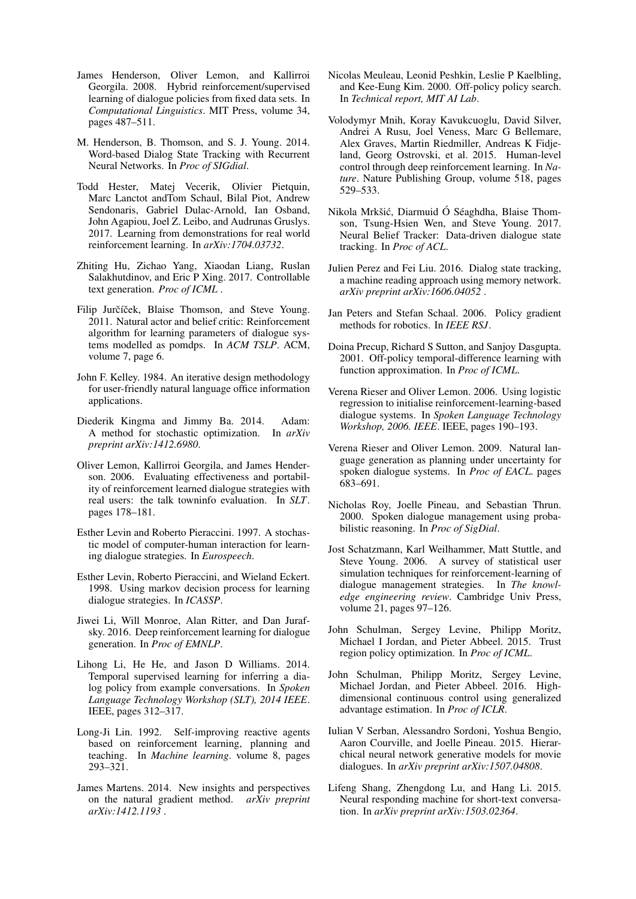James Henderson, Oliver Lemon, and Kallirroi Georgila. 2008. Hybrid reinforcement/supervised learning of dialogue policies from fixed data sets. In *Computational Linguistics*. MIT Press, volume 34, pages 487–511.

M. Henderson, B. Thomson, and S. J. Young. 2014. Word-based Dialog State Tracking with Recurrent Neural Networks. In *Proc of SIGdial*.

Todd Hester, Matej Vecerik, Olivier Pietquin, Marc Lanctot andTom Schaul, Bilal Piot, Andrew Sendonaris, Gabriel Dulac-Arnold, Ian Osband, John Agapiou, Joel Z. Leibo, and Audrunas Gruslys. 2017. Learning from demonstrations for real world reinforcement learning. In *arXiv:1704.03732*.

Zhiting Hu, Zichao Yang, Xiaodan Liang, Ruslan Salakhutdinov, and Eric P Xing. 2017. Controllable text generation. *Proc of ICML* .

Filip Jurčíček, Blaise Thomson, and Steve Young. 2011. Natural actor and belief critic: Reinforcement algorithm for learning parameters of dialogue systems modelled as pomdps. In *ACM TSLP*. ACM, volume 7, page 6.

John F. Kelley. 1984. An iterative design methodology for user-friendly natural language office information applications.

Diederik Kingma and Jimmy Ba. 2014. Adam: A method for stochastic optimization. In *arXiv preprint arXiv:1412.6980*.

Oliver Lemon, Kallirroi Georgila, and James Henderson. 2006. Evaluating effectiveness and portability of reinforcement learned dialogue strategies with real users: the talk towninfo evaluation. In *SLT*. pages 178–181.

Esther Levin and Roberto Pieraccini. 1997. A stochastic model of computer-human interaction for learning dialogue strategies. In *Eurospeech*.

Esther Levin, Roberto Pieraccini, and Wieland Eckert. 1998. Using markov decision process for learning dialogue strategies. In *ICASSP*.

Jiwei Li, Will Monroe, Alan Ritter, and Dan Jurafsky. 2016. Deep reinforcement learning for dialogue generation. In *Proc of EMNLP*.

Lihong Li, He He, and Jason D Williams. 2014. Temporal supervised learning for inferring a dialog policy from example conversations. In *Spoken Language Technology Workshop (SLT), 2014 IEEE*. IEEE, pages 312–317.

Long-Ji Lin. 1992. Self-improving reactive agents based on reinforcement learning, planning and teaching. In *Machine learning*. volume 8, pages 293–321.

James Martens. 2014. New insights and perspectives on the natural gradient method. *arXiv preprint arXiv:1412.1193* .

Nicolas Meuleau, Leonid Peshkin, Leslie P Kaelbling, and Kee-Eung Kim. 2000. Off-policy policy search. In *Technical report, MIT AI Lab*.

Volodymyr Mnih, Koray Kavukcuoglu, David Silver, Andrei A Rusu, Joel Veness, Marc G Bellemare, Alex Graves, Martin Riedmiller, Andreas K Fidjeland, Georg Ostrovski, et al. 2015. Human-level control through deep reinforcement learning. In *Nature*. Nature Publishing Group, volume 518, pages 529–533.

Nikola Mrkšić, Diarmuid Ó Séaghdha, Blaise Thomson, Tsung-Hsien Wen, and Steve Young. 2017. Neural Belief Tracker: Data-driven dialogue state tracking. In *Proc of ACL*.

Julien Perez and Fei Liu. 2016. Dialog state tracking, a machine reading approach using memory network. *arXiv preprint arXiv:1606.04052* .

Jan Peters and Stefan Schaal. 2006. Policy gradient methods for robotics. In *IEEE RSJ*.

Doina Precup, Richard S Sutton, and Sanjoy Dasgupta. 2001. Off-policy temporal-difference learning with function approximation. In *Proc of ICML*.

Verena Rieser and Oliver Lemon. 2006. Using logistic regression to initialise reinforcement-learning-based dialogue systems. In *Spoken Language Technology Workshop, 2006. IEEE*. IEEE, pages 190–193.

Verena Rieser and Oliver Lemon. 2009. Natural language generation as planning under uncertainty for spoken dialogue systems. In *Proc of EACL*. pages 683–691.

Nicholas Roy, Joelle Pineau, and Sebastian Thrun. 2000. Spoken dialogue management using probabilistic reasoning. In *Proc of SigDial*.

Jost Schatzmann, Karl Weilhammer, Matt Stuttle, and Steve Young. 2006. A survey of statistical user simulation techniques for reinforcement-learning of dialogue management strategies. In *The knowledge engineering review*. Cambridge Univ Press, volume 21, pages 97–126.

John Schulman, Sergey Levine, Philipp Moritz, Michael I Jordan, and Pieter Abbeel. 2015. Trust region policy optimization. In *Proc of ICML*.

John Schulman, Philipp Moritz, Sergey Levine, Michael Jordan, and Pieter Abbeel. 2016. High-dimensional continuous control using generalized advantage estimation. In *Proc of ICLR*.

Iulian V Serban, Alessandro Sordoni, Yoshua Bengio, Aaron Courville, and Joelle Pineau. 2015. Hierarchical neural network generative models for movie dialogues. In *arXiv preprint arXiv:1507.04808*.

Lifeng Shang, Zhengdong Lu, and Hang Li. 2015. Neural responding machine for short-text conversation. In *arXiv preprint arXiv:1503.02364*.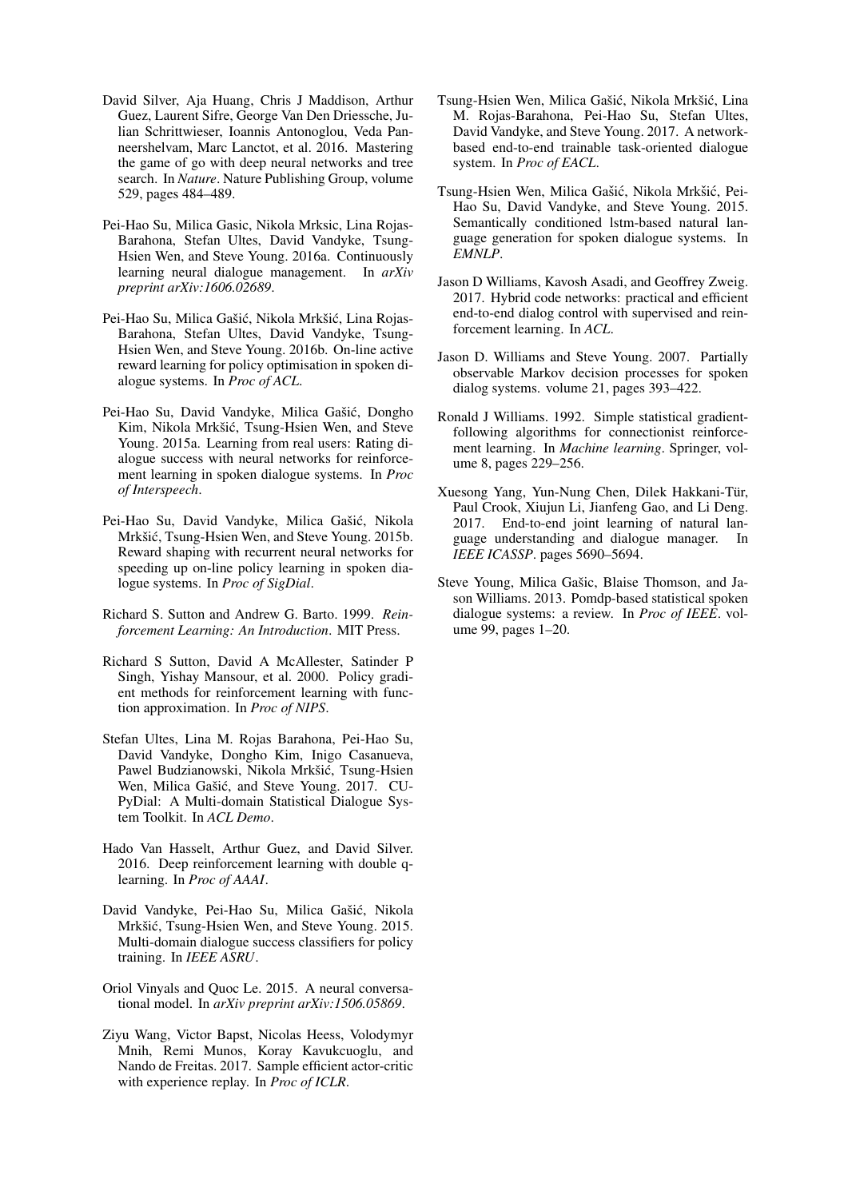David Silver, Aja Huang, Chris J Maddison, Arthur Guez, Laurent Sifre, George Van Den Driessche, Julian Schrittwieser, Ioannis Antonoglou, Veda Panneershelvam, Marc Lanctot, et al. 2016. Mastering the game of go with deep neural networks and tree search. In *Nature*. Nature Publishing Group, volume 529, pages 484–489.

Pei-Hao Su, Milica Gasic, Nikola Mrksic, Lina Rojas-Barahona, Stefan Ultes, David Vandyke, Tsung-Hsien Wen, and Steve Young. 2016a. Continuously learning neural dialogue management. In *arXiv preprint arXiv:1606.02689*.

Pei-Hao Su, Milica Gašić, Nikola Mrkšić, Lina Rojas-Barahona, Stefan Ultes, David Vandyke, Tsung-Hsien Wen, and Steve Young. 2016b. On-line active reward learning for policy optimisation in spoken dialogue systems. In *Proc of ACL*.

Pei-Hao Su, David Vandyke, Milica Gašić, Dongho Kim, Nikola Mrkšić, Tsung-Hsien Wen, and Steve Young. 2015a. Learning from real users: Rating dialogue success with neural networks for reinforcement learning in spoken dialogue systems. In *Proc of Interspeech*.

Pei-Hao Su, David Vandyke, Milica Gašić, Nikola Mrkšić, Tsung-Hsien Wen, and Steve Young. 2015b. Reward shaping with recurrent neural networks for speeding up on-line policy learning in spoken dialogue systems. In *Proc of SigDial*.

Richard S. Sutton and Andrew G. Barto. 1999. *Reinforcement Learning: An Introduction*. MIT Press.

Richard S Sutton, David A McAllester, Satinder P Singh, Yishay Mansour, et al. 2000. Policy gradient methods for reinforcement learning with function approximation. In *Proc of NIPS*.

Stefan Ultes, Lina M. Rojas Barahona, Pei-Hao Su, David Vandyke, Dongho Kim, Inigo Casanueva, Pawel Budzianowski, Nikola Mrkšić, Tsung-Hsien Wen, Milica Gašić, and Steve Young. 2017. CU-PyDial: A Multi-domain Statistical Dialogue System Toolkit. In *ACL Demo*.

Hado Van Hasselt, Arthur Guez, and David Silver. 2016. Deep reinforcement learning with double q-learning. In *Proc of AAAI*.

David Vandyke, Pei-Hao Su, Milica Gašić, Nikola Mrkšić, Tsung-Hsien Wen, and Steve Young. 2015. Multi-domain dialogue success classifiers for policy training. In *IEEE ASRU*.

Oriol Vinyals and Quoc Le. 2015. A neural conversational model. In *arXiv preprint arXiv:1506.05869*.

Ziyu Wang, Victor Bapst, Nicolas Heess, Volodymyr Mnih, Remi Munos, Koray Kavukcuoglu, and Nando de Freitas. 2017. Sample efficient actor-critic with experience replay. In *Proc of ICLR*.

Tsung-Hsien Wen, Milica Gašić, Nikola Mrkšić, Lina M. Rojas-Barahona, Pei-Hao Su, Stefan Ultes, David Vandyke, and Steve Young. 2017. A network-based end-to-end trainable task-oriented dialogue system. In *Proc of EACL*.

Tsung-Hsien Wen, Milica Gašić, Nikola Mrkšić, Pei-Hao Su, David Vandyke, and Steve Young. 2015. Semantically conditioned lstm-based natural language generation for spoken dialogue systems. In *EMNLP*.

Jason D Williams, Kavosh Asadi, and Geoffrey Zweig. 2017. Hybrid code networks: practical and efficient end-to-end dialog control with supervised and reinforcement learning. In *ACL*.

Jason D. Williams and Steve Young. 2007. Partially observable Markov decision processes for spoken dialog systems. volume 21, pages 393–422.

Ronald J Williams. 1992. Simple statistical gradient-following algorithms for connectionist reinforcement learning. In *Machine learning*. Springer, volume 8, pages 229–256.

Xuesong Yang, Yun-Nung Chen, Dilek Hakkani-Tür, Paul Crook, Xiujun Li, Jianfeng Gao, and Li Deng. 2017. End-to-end joint learning of natural language understanding and dialogue manager. In *IEEE ICASSP*. pages 5690–5694.

Steve Young, Milica Gašic, Blaise Thomson, and Jason Williams. 2013. Pomdp-based statistical spoken dialogue systems: a review. In *Proc of IEEE*. volume 99, pages 1–20.